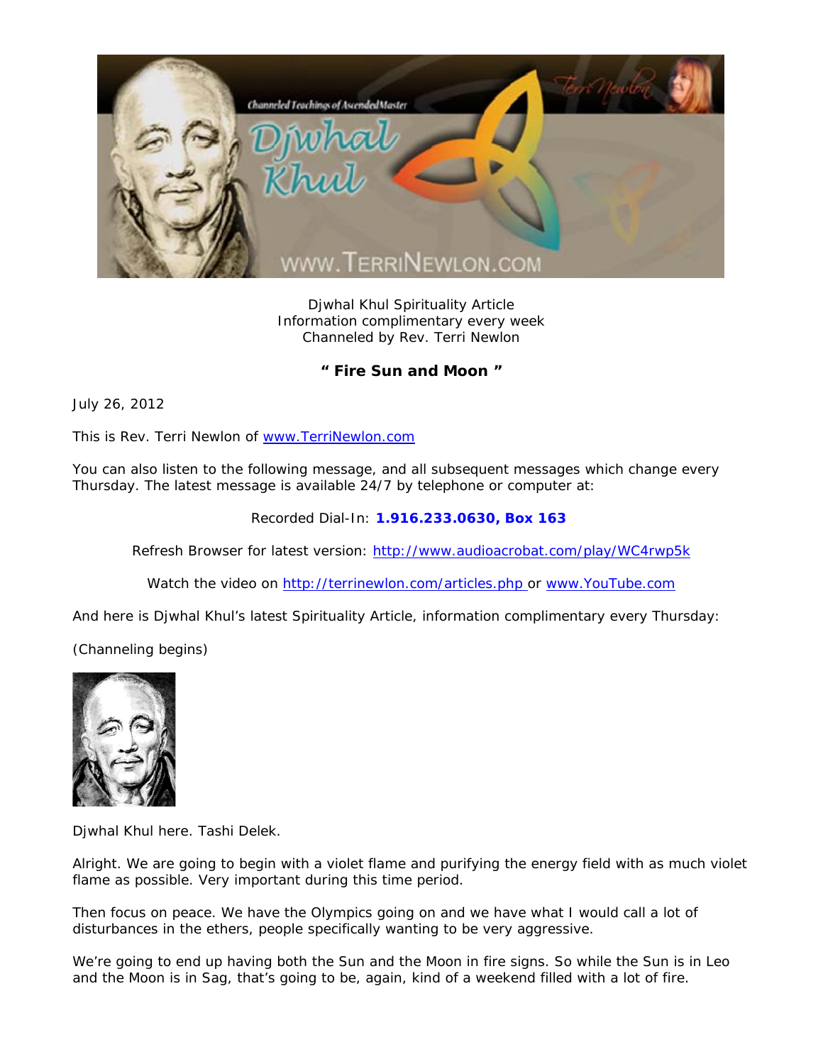Djwhal Khul Spirituality Article
Information complimentary every week
Channeled by Rev. Terri Newlon

**" Fire Sun and Moon "**

July 26, 2012

This is Rev. Terri Newlon of www.TerriNewlon.com

You can also listen to the following message, and all subsequent messages which change every Thursday. The latest message is available 24/7 by telephone or computer at:

Recorded Dial-In: **1.916.233.0630, Box 163**

Refresh Browser for latest version: http://www.audioacrobat.com/play/WC4rwp5k

Watch the video on http://terrinewlon.com/articles.php or www.YouTube.com

And here is Djwhal Khul's latest Spirituality Article, information complimentary every Thursday:

(Channeling begins)

Djwhal Khul here. Tashi Delek.

Alright. We are going to begin with a violet flame and purifying the energy field with as much violet flame as possible. Very important during this time period.

Then focus on peace. We have the Olympics going on and we have what I would call a lot of disturbances in the ethers, people specifically wanting to be very aggressive.

We're going to end up having both the Sun and the Moon in fire signs. So while the Sun is in Leo and the Moon is in Sag, that's going to be, again, kind of a weekend filled with a lot of fire.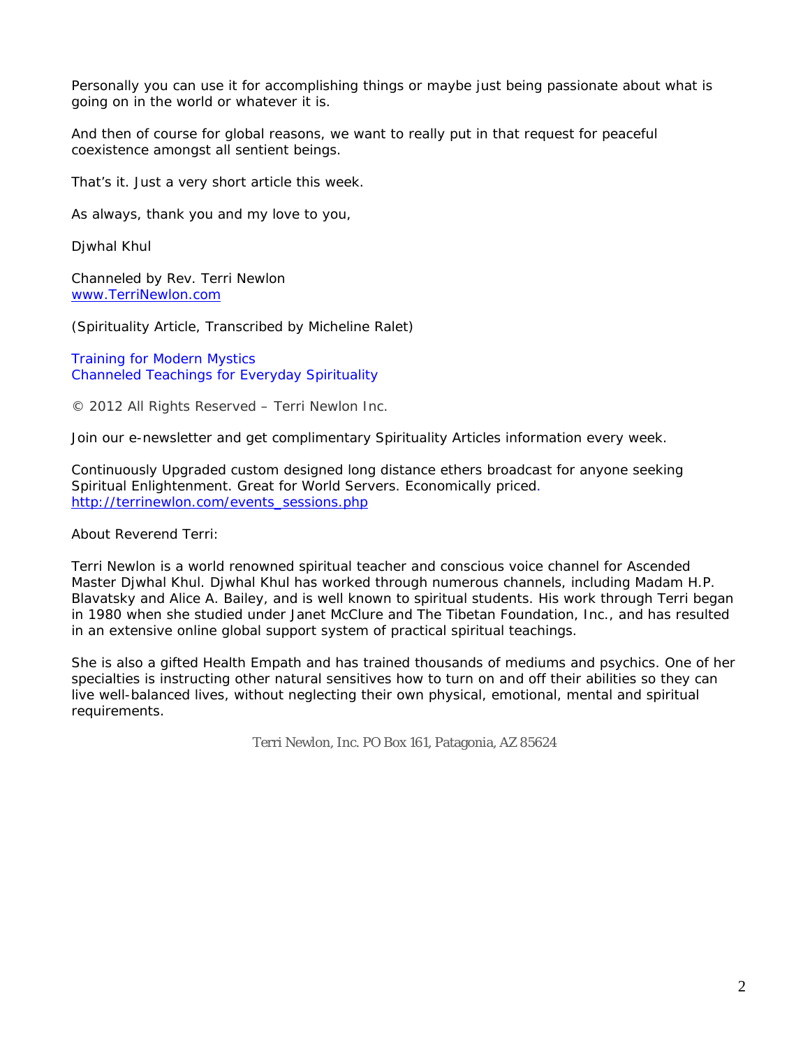Personally you can use it for accomplishing things or maybe just being passionate about what is going on in the world or whatever it is.

And then of course for global reasons, we want to really put in that request for peaceful coexistence amongst all sentient beings.

That's it. Just a very short article this week.

As always, thank you and my love to you,

Djwhal Khul

Channeled by Rev. Terri Newlon
www.TerriNewlon.com

*(Spirituality Article, Transcribed by Micheline Ralet)*

Training for Modern Mystics
Channeled Teachings for Everyday Spirituality

© 2012 All Rights Reserved – Terri Newlon Inc.

Join our e-newsletter and get complimentary Spirituality Articles information every week.

Continuously Upgraded custom designed long distance ethers broadcast for anyone seeking Spiritual Enlightenment. Great for World Servers. Economically priced.
http://terrinewlon.com/events_sessions.php

About Reverend Terri:

Terri Newlon is a world renowned spiritual teacher and conscious voice channel for Ascended Master Djwhal Khul. Djwhal Khul has worked through numerous channels, including Madam H.P. Blavatsky and Alice A. Bailey, and is well known to spiritual students. His work through Terri began in 1980 when she studied under Janet McClure and The Tibetan Foundation, Inc., and has resulted in an extensive online global support system of practical spiritual teachings.

She is also a gifted Health Empath and has trained thousands of mediums and psychics. One of her specialties is instructing other natural sensitives how to turn on and off their abilities so they can live well-balanced lives, without neglecting their own physical, emotional, mental and spiritual requirements.

Terri Newlon, Inc. PO Box 161, Patagonia, AZ 85624